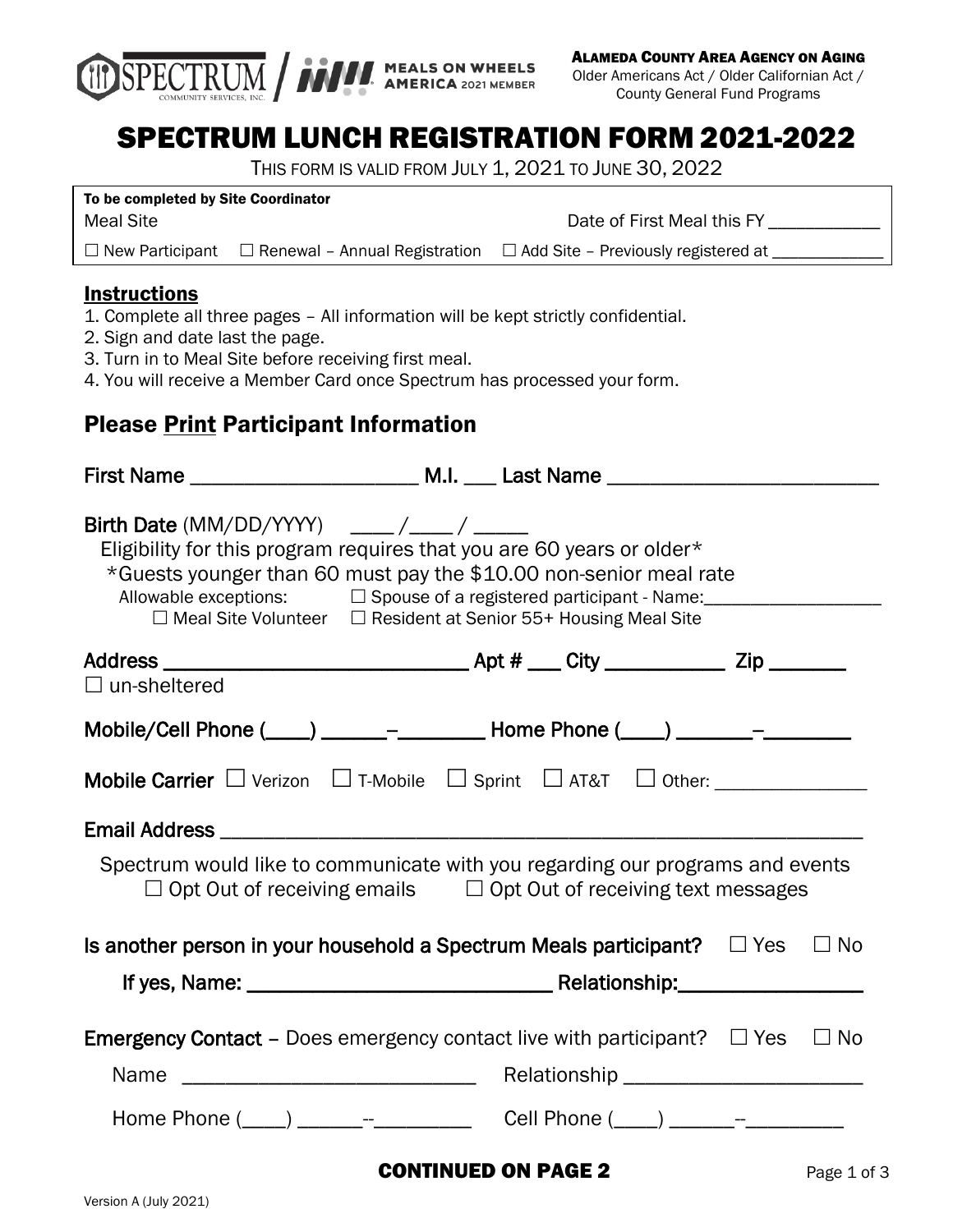ALAMEDA COUNTY AREA AGENCY ON AGING
Older Americans Act / Older Californian Act / County General Fund Programs

# SPECTRUM LUNCH REGISTRATION FORM 2021-2022

THIS FORM IS VALID FROM JULY 1, 2021 TO JUNE 30, 2022

**To be completed by Site Coordinator**

Meal Site                Date of First Meal this FY ____________

☐ New Participant   ☐ Renewal – Annual Registration   ☐ Add Site – Previously registered at ____________

## Instructions

1. Complete all three pages – All information will be kept strictly confidential.
2. Sign and date last the page.
3. Turn in to Meal Site before receiving first meal.
4. You will receive a Member Card once Spectrum has processed your form.

## Please Print Participant Information

**First Name** _____________________ **M.I.** ___ **Last Name** _________________________

**Birth Date** (MM/DD/YYYY) ____ /____ / _____

Eligibility for this program requires that you are 60 years or older*

*Guests younger than 60 must pay the $10.00 non-senior meal rate

Allowable exceptions: ☐ Spouse of a registered participant - Name:__________________
☐ Meal Site Volunteer ☐ Resident at Senior 55+ Housing Meal Site

**Address** ____________________________ **Apt #** ___ **City** ___________ **Zip** _______

☐ un-sheltered

**Mobile/Cell Phone** (____) ______–________ **Home Phone** (____) _______–________

**Mobile Carrier** ☐ Verizon ☐ T-Mobile ☐ Sprint ☐ AT&T ☐ Other: _______________

**Email Address** ______________________________________________________________

Spectrum would like to communicate with you regarding our programs and events
☐ Opt Out of receiving emails ☐ Opt Out of receiving text messages

**Is another person in your household a Spectrum Meals participant?** ☐ Yes ☐ No

**If yes, Name:** _____________________________ **Relationship:**_________________

**Emergency Contact** – Does emergency contact live with participant? ☐ Yes ☐ No

Name ___________________________ Relationship _____________________

Home Phone (____) ______--_________ Cell Phone (____) ______--_________

**CONTINUED ON PAGE 2**

Version A (July 2021)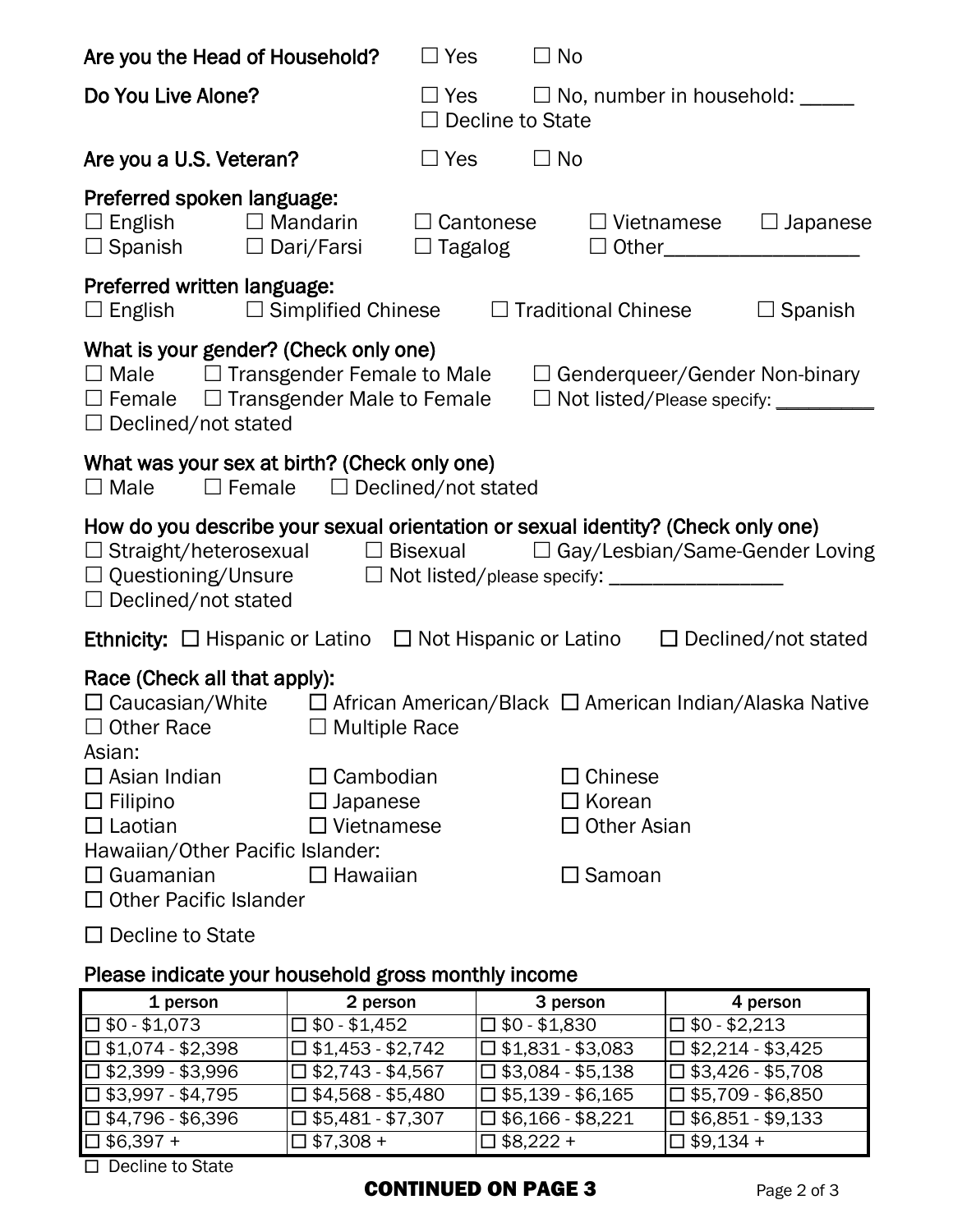**Are you the Head of Household?** ☐ Yes ☐ No

**Do You Live Alone?** ☐ Yes ☐ No, number in household: _____ ☐ Decline to State

**Are you a U.S. Veteran?** ☐ Yes ☐ No

**Preferred spoken language:**
☐ English ☐ Mandarin ☐ Cantonese ☐ Vietnamese ☐ Japanese
☐ Spanish ☐ Dari/Farsi ☐ Tagalog ☐ Other__________________

**Preferred written language:**
☐ English ☐ Simplified Chinese ☐ Traditional Chinese ☐ Spanish

**What is your gender? (Check only one)**
☐ Male ☐ Transgender Female to Male ☐ Genderqueer/Gender Non-binary
☐ Female ☐ Transgender Male to Female ☐ Not listed/Please specify: __________
☐ Declined/not stated

**What was your sex at birth? (Check only one)**
☐ Male ☐ Female ☐ Declined/not stated

**How do you describe your sexual orientation or sexual identity? (Check only one)**
☐ Straight/heterosexual ☐ Bisexual ☐ Gay/Lesbian/Same-Gender Loving
☐ Questioning/Unsure ☐ Not listed/please specify: ________________
☐ Declined/not stated

**Ethnicity:** ☐ Hispanic or Latino ☐ Not Hispanic or Latino ☐ Declined/not stated

**Race (Check all that apply):**
☐ Caucasian/White ☐ African American/Black ☐ American Indian/Alaska Native
☐ Other Race ☐ Multiple Race

Asian:
☐ Asian Indian ☐ Cambodian ☐ Chinese
☐ Filipino ☐ Japanese ☐ Korean
☐ Laotian ☐ Vietnamese ☐ Other Asian

Hawaiian/Other Pacific Islander:
☐ Guamanian ☐ Hawaiian ☐ Samoan
☐ Other Pacific Islander

☐ Decline to State

**Please indicate your household gross monthly income**

| 1 person | 2 person | 3 person | 4 person |
|---|---|---|---|
| ☐ $0 - $1,073 | ☐ $0 - $1,452 | ☐ $0 - $1,830 | ☐ $0 - $2,213 |
| ☐ $1,074 - $2,398 | ☐ $1,453 - $2,742 | ☐ $1,831 - $3,083 | ☐ $2,214 - $3,425 |
| ☐ $2,399 - $3,996 | ☐ $2,743 - $4,567 | ☐ $3,084 - $5,138 | ☐ $3,426 - $5,708 |
| ☐ $3,997 - $4,795 | ☐ $4,568 - $5,480 | ☐ $5,139 - $6,165 | ☐ $5,709 - $6,850 |
| ☐ $4,796 - $6,396 | ☐ $5,481 - $7,307 | ☐ $6,166 - $8,221 | ☐ $6,851 - $9,133 |
| ☐ $6,397 + | ☐ $7,308 + | ☐ $8,222 + | ☐ $9,134 + |

☐ Decline to State

**CONTINUED ON PAGE 3**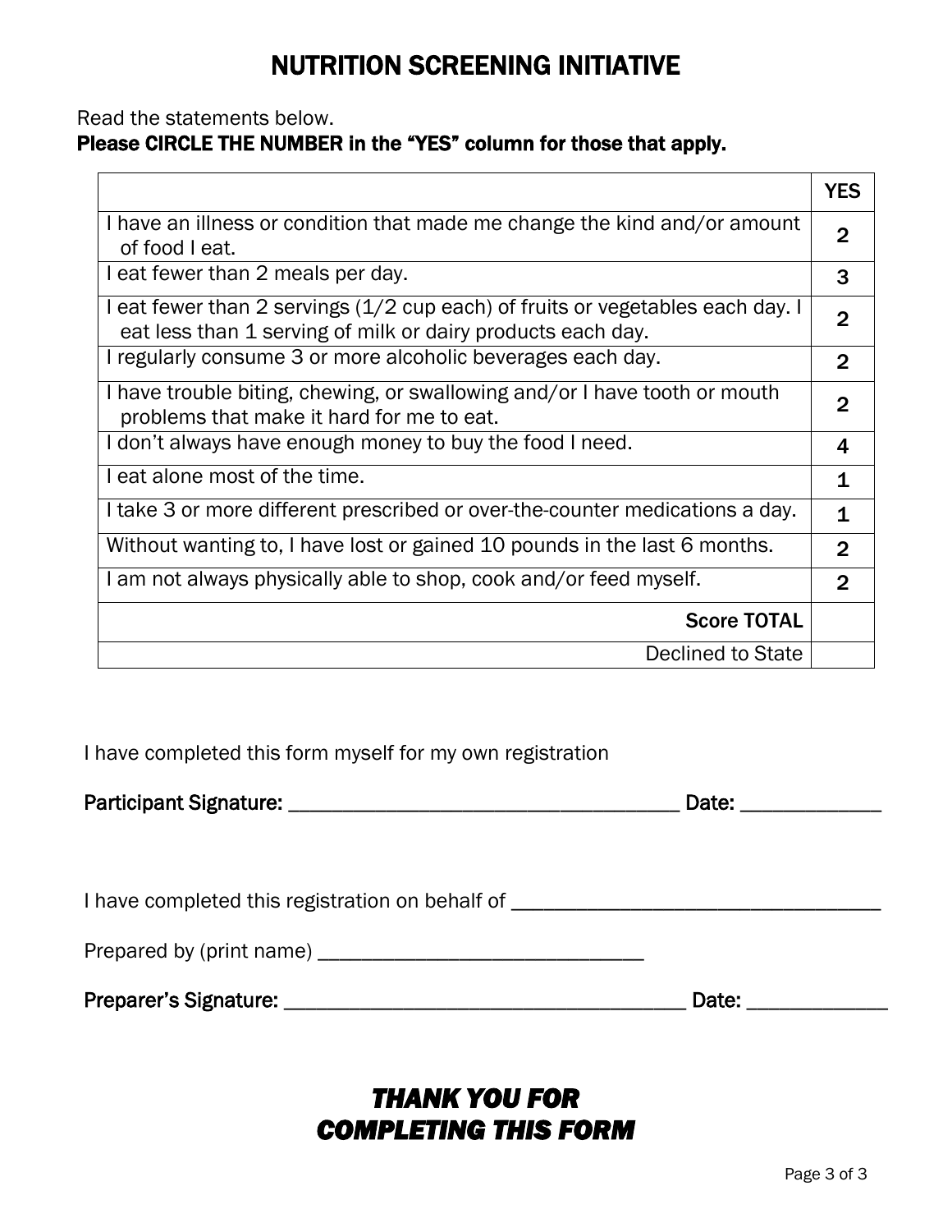# NUTRITION SCREENING INITIATIVE

Read the statements below.

**Please CIRCLE THE NUMBER in the "YES" column for those that apply.**

| | YES |
|---|---|
| I have an illness or condition that made me change the kind and/or amount of food I eat. | 2 |
| I eat fewer than 2 meals per day. | 3 |
| I eat fewer than 2 servings (1/2 cup each) of fruits or vegetables each day. I eat less than 1 serving of milk or dairy products each day. | 2 |
| I regularly consume 3 or more alcoholic beverages each day. | 2 |
| I have trouble biting, chewing, or swallowing and/or I have tooth or mouth problems that make it hard for me to eat. | 2 |
| I don't always have enough money to buy the food I need. | 4 |
| I eat alone most of the time. | 1 |
| I take 3 or more different prescribed or over-the-counter medications a day. | 1 |
| Without wanting to, I have lost or gained 10 pounds in the last 6 months. | 2 |
| I am not always physically able to shop, cook and/or feed myself. | 2 |
| Score TOTAL | |
| Declined to State | |

I have completed this form myself for my own registration

**Participant Signature:** ____________________________________ **Date:** _____________

I have completed this registration on behalf of _________________________________

Prepared by (print name) ______________________________

**Preparer's Signature:** _____________________________________ **Date:** _____________

***THANK YOU FOR COMPLETING THIS FORM***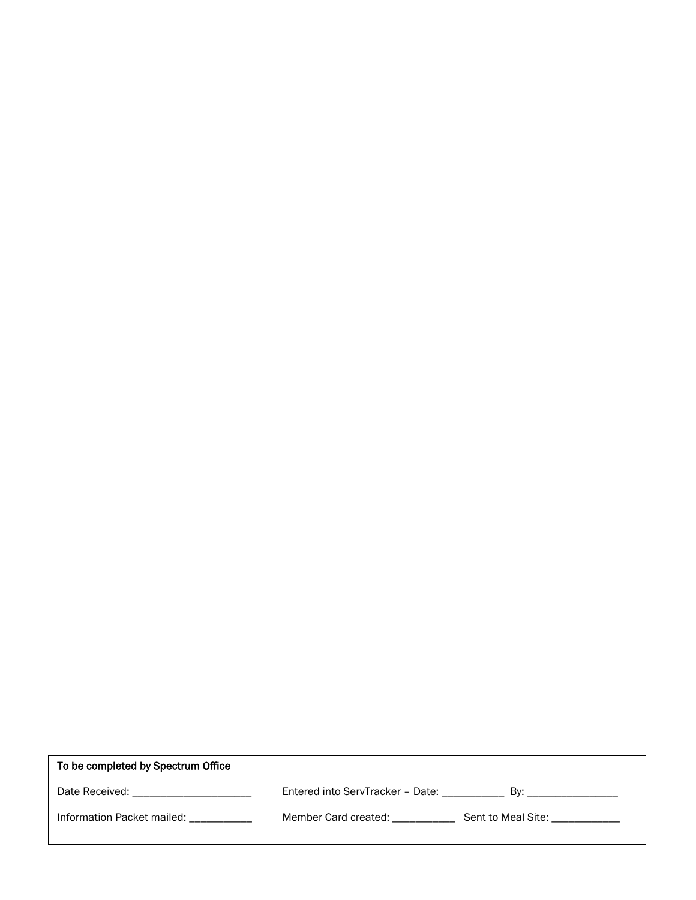**To be completed by Spectrum Office**

Date Received: _____________________ Entered into ServTracker – Date: ___________ By: ________________

Information Packet mailed: ___________ Member Card created: ___________ Sent to Meal Site: ____________